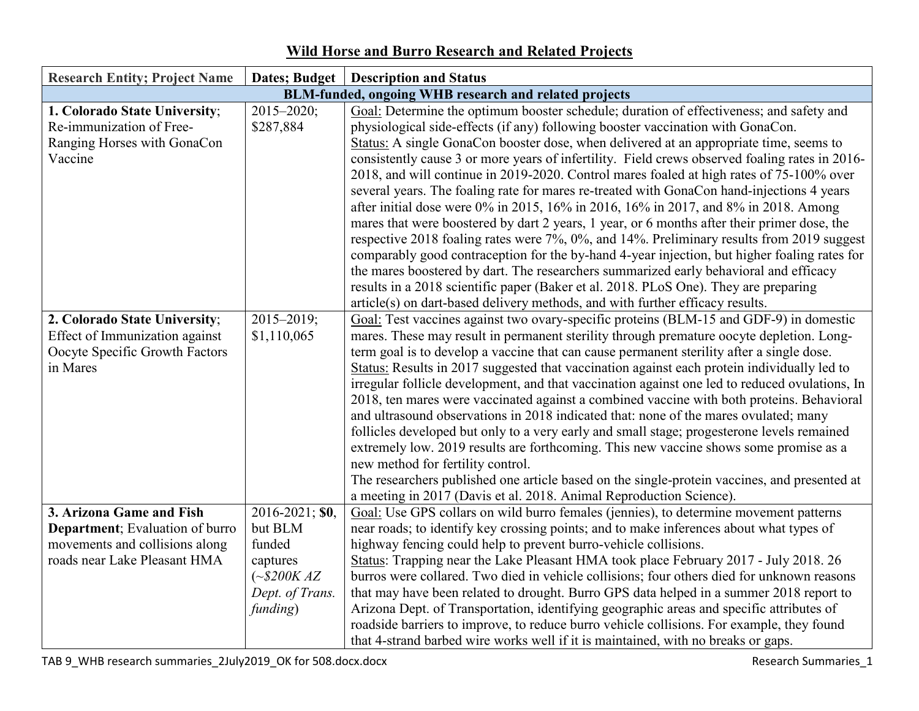# Wild Horse and Burro Research and Related Projects

| Research Entity; Project Name | Dates; Budget | Description and Status |
|---|---|---|
| **BLM-funded, ongoing WHB research and related projects** | | |
| **1. Colorado State University**; Re-immunization of Free-Ranging Horses with GonaCon Vaccine | 2015–2020; $287,884 | Goal: Determine the optimum booster schedule; duration of effectiveness; and safety and physiological side-effects (if any) following booster vaccination with GonaCon.<br>Status: A single GonaCon booster dose, when delivered at an appropriate time, seems to consistently cause 3 or more years of infertility. Field crews observed foaling rates in 2016-2018, and will continue in 2019-2020. Control mares foaled at high rates of 75-100% over several years. The foaling rate for mares re-treated with GonaCon hand-injections 4 years after initial dose were 0% in 2015, 16% in 2016, 16% in 2017, and 8% in 2018. Among mares that were boostered by dart 2 years, 1 year, or 6 months after their primer dose, the respective 2018 foaling rates were 7%, 0%, and 14%. Preliminary results from 2019 suggest comparably good contraception for the by-hand 4-year injection, but higher foaling rates for the mares boostered by dart. The researchers summarized early behavioral and efficacy results in a 2018 scientific paper (Baker et al. 2018. PLoS One). They are preparing article(s) on dart-based delivery methods, and with further efficacy results. |
| **2. Colorado State University**; Effect of Immunization against Oocyte Specific Growth Factors in Mares | 2015–2019; $1,110,065 | Goal: Test vaccines against two ovary-specific proteins (BLM-15 and GDF-9) in domestic mares. These may result in permanent sterility through premature oocyte depletion. Long-term goal is to develop a vaccine that can cause permanent sterility after a single dose.<br>Status: Results in 2017 suggested that vaccination against each protein individually led to irregular follicle development, and that vaccination against one led to reduced ovulations, In 2018, ten mares were vaccinated against a combined vaccine with both proteins. Behavioral and ultrasound observations in 2018 indicated that: none of the mares ovulated; many follicles developed but only to a very early and small stage; progesterone levels remained extremely low. 2019 results are forthcoming. This new vaccine shows some promise as a new method for fertility control.<br>The researchers published one article based on the single-protein vaccines, and presented at a meeting in 2017 (Davis et al. 2018. Animal Reproduction Science). |
| **3. Arizona Game and Fish Department**; Evaluation of burro movements and collisions along roads near Lake Pleasant HMA | 2016-2021; **$0**, but BLM funded captures (*~$200K AZ Dept. of Trans. funding*) | Goal: Use GPS collars on wild burro females (jennies), to determine movement patterns near roads; to identify key crossing points; and to make inferences about what types of highway fencing could help to prevent burro-vehicle collisions.<br>Status: Trapping near the Lake Pleasant HMA took place February 2017 - July 2018. 26 burros were collared. Two died in vehicle collisions; four others died for unknown reasons that may have been related to drought. Burro GPS data helped in a summer 2018 report to Arizona Dept. of Transportation, identifying geographic areas and specific attributes of roadside barriers to improve, to reduce burro vehicle collisions. For example, they found that 4-strand barbed wire works well if it is maintained, with no breaks or gaps. |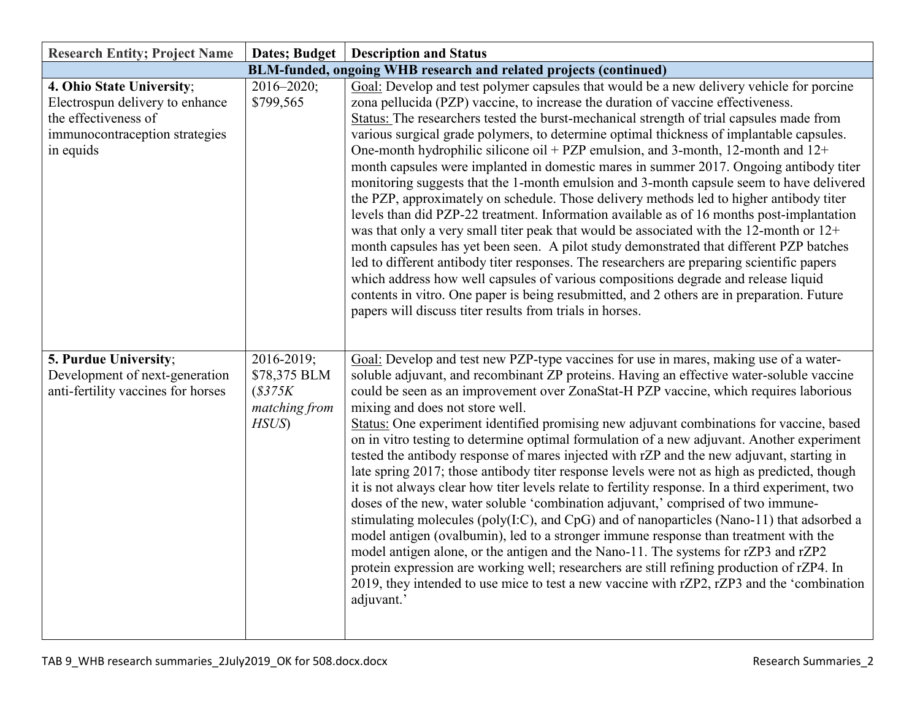| Research Entity; Project Name | Dates; Budget | Description and Status |
|---|---|---|
| **BLM-funded, ongoing WHB research and related projects (continued)** | | |
| **4. Ohio State University**; Electrospun delivery to enhance the effectiveness of immunocontraception strategies in equids | 2016–2020; $799,565 | Goal: Develop and test polymer capsules that would be a new delivery vehicle for porcine zona pellucida (PZP) vaccine, to increase the duration of vaccine effectiveness.<br>Status: The researchers tested the burst-mechanical strength of trial capsules made from various surgical grade polymers, to determine optimal thickness of implantable capsules. One-month hydrophilic silicone oil + PZP emulsion, and 3-month, 12-month and 12+ month capsules were implanted in domestic mares in summer 2017. Ongoing antibody titer monitoring suggests that the 1-month emulsion and 3-month capsule seem to have delivered the PZP, approximately on schedule. Those delivery methods led to higher antibody titer levels than did PZP-22 treatment. Information available as of 16 months post-implantation was that only a very small titer peak that would be associated with the 12-month or 12+ month capsules has yet been seen. A pilot study demonstrated that different PZP batches led to different antibody titer responses. The researchers are preparing scientific papers which address how well capsules of various compositions degrade and release liquid contents in vitro. One paper is being resubmitted, and 2 others are in preparation. Future papers will discuss titer results from trials in horses. |
| **5. Purdue University**; Development of next-generation anti-fertility vaccines for horses | 2016-2019; $78,375 BLM (*$375K matching from HSUS*) | Goal: Develop and test new PZP-type vaccines for use in mares, making use of a water-soluble adjuvant, and recombinant ZP proteins. Having an effective water-soluble vaccine could be seen as an improvement over ZonaStat-H PZP vaccine, which requires laborious mixing and does not store well.<br>Status: One experiment identified promising new adjuvant combinations for vaccine, based on in vitro testing to determine optimal formulation of a new adjuvant. Another experiment tested the antibody response of mares injected with rZP and the new adjuvant, starting in late spring 2017; those antibody titer response levels were not as high as predicted, though it is not always clear how titer levels relate to fertility response. In a third experiment, two doses of the new, water soluble 'combination adjuvant,' comprised of two immune-stimulating molecules (poly(I:C), and CpG) and of nanoparticles (Nano-11) that adsorbed a model antigen (ovalbumin), led to a stronger immune response than treatment with the model antigen alone, or the antigen and the Nano-11. The systems for rZP3 and rZP2 protein expression are working well; researchers are still refining production of rZP4. In 2019, they intended to use mice to test a new vaccine with rZP2, rZP3 and the 'combination adjuvant.' |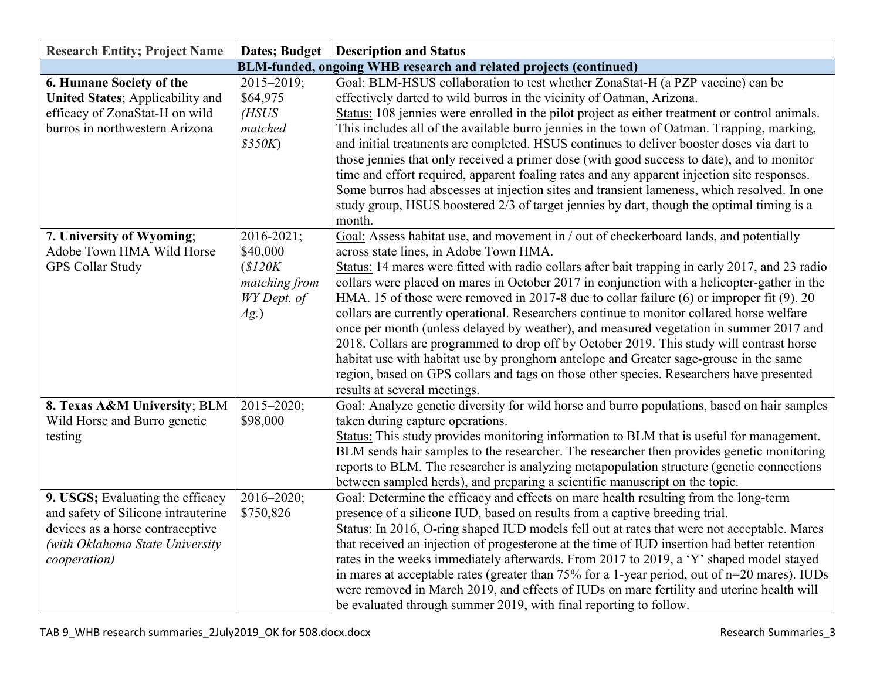| Research Entity; Project Name | Dates; Budget | Description and Status |
| --- | --- | --- |
| **BLM-funded, ongoing WHB research and related projects (continued)** | | |
| **6. Humane Society of the United States**; Applicability and efficacy of ZonaStat-H on wild burros in northwestern Arizona | 2015–2019; $64,975 *(HSUS matched $350K)* | Goal: BLM-HSUS collaboration to test whether ZonaStat-H (a PZP vaccine) can be effectively darted to wild burros in the vicinity of Oatman, Arizona.<br>Status: 108 jennies were enrolled in the pilot project as either treatment or control animals. This includes all of the available burro jennies in the town of Oatman. Trapping, marking, and initial treatments are completed. HSUS continues to deliver booster doses via dart to those jennies that only received a primer dose (with good success to date), and to monitor time and effort required, apparent foaling rates and any apparent injection site responses. Some burros had abscesses at injection sites and transient lameness, which resolved. In one study group, HSUS boostered 2/3 of target jennies by dart, though the optimal timing is a month. |
| **7. University of Wyoming**; Adobe Town HMA Wild Horse GPS Collar Study | 2016-2021; $40,000 (*$120K matching from WY Dept. of Ag.*) | Goal: Assess habitat use, and movement in / out of checkerboard lands, and potentially across state lines, in Adobe Town HMA.<br>Status: 14 mares were fitted with radio collars after bait trapping in early 2017, and 23 radio collars were placed on mares in October 2017 in conjunction with a helicopter-gather in the HMA. 15 of those were removed in 2017-8 due to collar failure (6) or improper fit (9). 20 collars are currently operational. Researchers continue to monitor collared horse welfare once per month (unless delayed by weather), and measured vegetation in summer 2017 and 2018. Collars are programmed to drop off by October 2019. This study will contrast horse habitat use with habitat use by pronghorn antelope and Greater sage-grouse in the same region, based on GPS collars and tags on those other species. Researchers have presented results at several meetings. |
| **8. Texas A&M University**; BLM Wild Horse and Burro genetic testing | 2015–2020; $98,000 | Goal: Analyze genetic diversity for wild horse and burro populations, based on hair samples taken during capture operations.<br>Status: This study provides monitoring information to BLM that is useful for management. BLM sends hair samples to the researcher. The researcher then provides genetic monitoring reports to BLM. The researcher is analyzing metapopulation structure (genetic connections between sampled herds), and preparing a scientific manuscript on the topic. |
| **9. USGS;** Evaluating the efficacy and safety of Silicone intrauterine devices as a horse contraceptive *(with Oklahoma State University cooperation)* | 2016–2020; $750,826 | Goal: Determine the efficacy and effects on mare health resulting from the long-term presence of a silicone IUD, based on results from a captive breeding trial.<br>Status: In 2016, O-ring shaped IUD models fell out at rates that were not acceptable. Mares that received an injection of progesterone at the time of IUD insertion had better retention rates in the weeks immediately afterwards. From 2017 to 2019, a 'Y' shaped model stayed in mares at acceptable rates (greater than 75% for a 1-year period, out of n=20 mares). IUDs were removed in March 2019, and effects of IUDs on mare fertility and uterine health will be evaluated through summer 2019, with final reporting to follow. |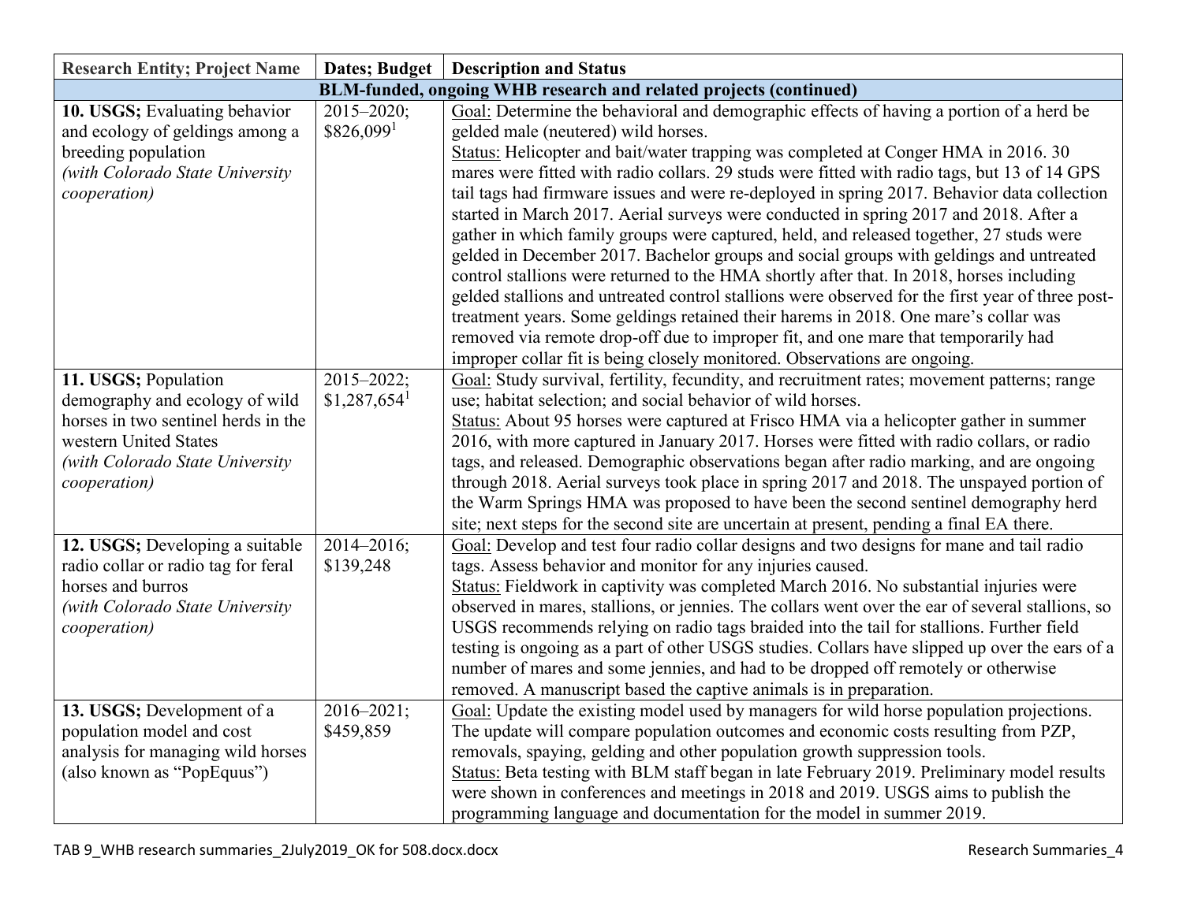| Research Entity; Project Name | Dates; Budget | Description and Status |
|---|---|---|
| **BLM-funded, ongoing WHB research and related projects (continued)** | | |
| **10. USGS;** Evaluating behavior and ecology of geldings among a breeding population *(with Colorado State University cooperation)* | 2015–2020; $826,099[1] | Goal: Determine the behavioral and demographic effects of having a portion of a herd be gelded male (neutered) wild horses. Status: Helicopter and bait/water trapping was completed at Conger HMA in 2016. 30 mares were fitted with radio collars. 29 studs were fitted with radio tags, but 13 of 14 GPS tail tags had firmware issues and were re-deployed in spring 2017. Behavior data collection started in March 2017. Aerial surveys were conducted in spring 2017 and 2018. After a gather in which family groups were captured, held, and released together, 27 studs were gelded in December 2017. Bachelor groups and social groups with geldings and untreated control stallions were returned to the HMA shortly after that. In 2018, horses including gelded stallions and untreated control stallions were observed for the first year of three post-treatment years. Some geldings retained their harems in 2018. One mare's collar was removed via remote drop-off due to improper fit, and one mare that temporarily had improper collar fit is being closely monitored. Observations are ongoing. |
| **11. USGS;** Population demography and ecology of wild horses in two sentinel herds in the western United States *(with Colorado State University cooperation)* | 2015–2022; $1,287,654[1] | Goal: Study survival, fertility, fecundity, and recruitment rates; movement patterns; range use; habitat selection; and social behavior of wild horses. Status: About 95 horses were captured at Frisco HMA via a helicopter gather in summer 2016, with more captured in January 2017. Horses were fitted with radio collars, or radio tags, and released. Demographic observations began after radio marking, and are ongoing through 2018. Aerial surveys took place in spring 2017 and 2018. The unspayed portion of the Warm Springs HMA was proposed to have been the second sentinel demography herd site; next steps for the second site are uncertain at present, pending a final EA there. |
| **12. USGS;** Developing a suitable radio collar or radio tag for feral horses and burros *(with Colorado State University cooperation)* | 2014–2016; $139,248 | Goal: Develop and test four radio collar designs and two designs for mane and tail radio tags. Assess behavior and monitor for any injuries caused. Status: Fieldwork in captivity was completed March 2016. No substantial injuries were observed in mares, stallions, or jennies. The collars went over the ear of several stallions, so USGS recommends relying on radio tags braided into the tail for stallions. Further field testing is ongoing as a part of other USGS studies. Collars have slipped up over the ears of a number of mares and some jennies, and had to be dropped off remotely or otherwise removed. A manuscript based the captive animals is in preparation. |
| **13. USGS;** Development of a population model and cost analysis for managing wild horses (also known as "PopEquus") | 2016–2021; $459,859 | Goal: Update the existing model used by managers for wild horse population projections. The update will compare population outcomes and economic costs resulting from PZP, removals, spaying, gelding and other population growth suppression tools. Status: Beta testing with BLM staff began in late February 2019. Preliminary model results were shown in conferences and meetings in 2018 and 2019. USGS aims to publish the programming language and documentation for the model in summer 2019. |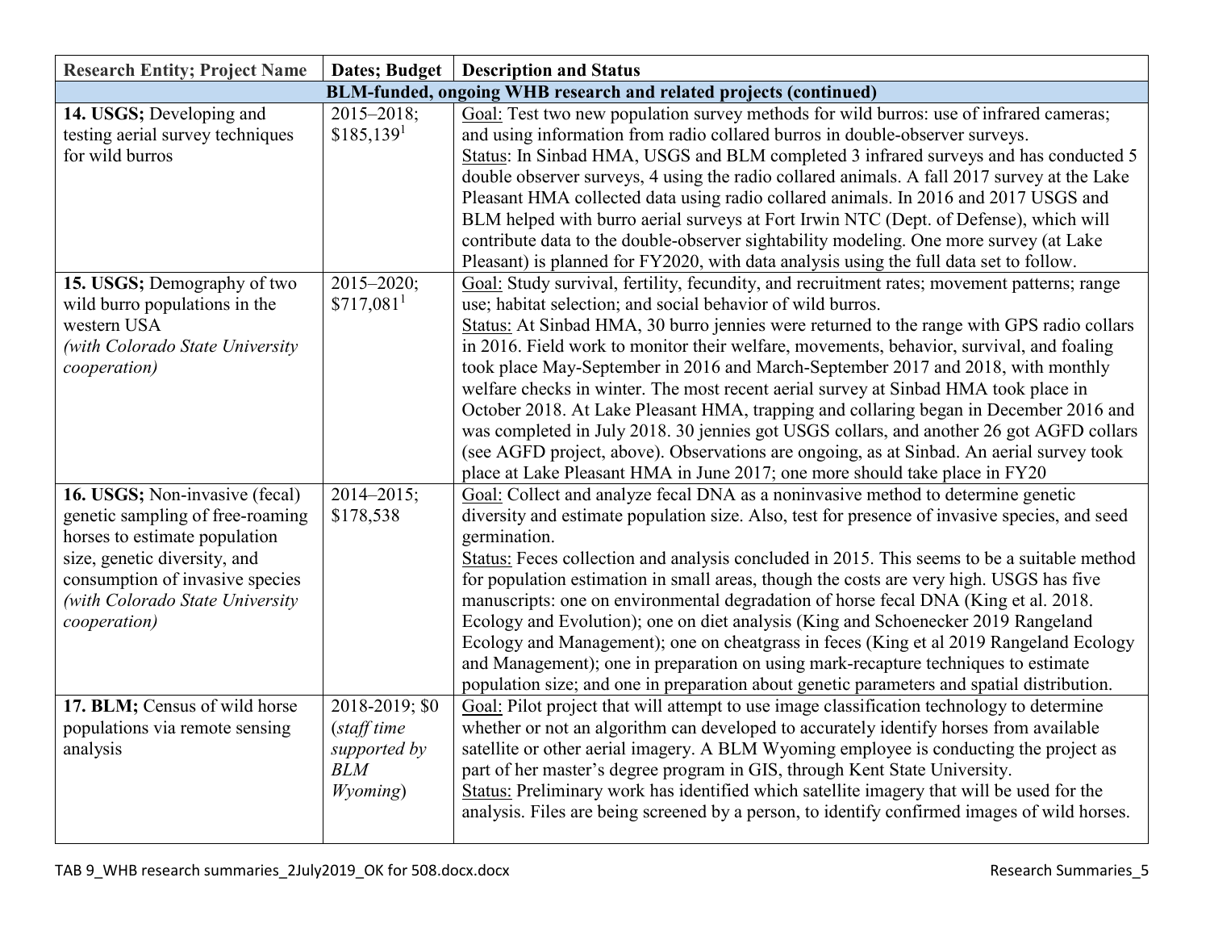| Research Entity; Project Name | Dates; Budget | Description and Status |
|---|---|---|
| **BLM-funded, ongoing WHB research and related projects (continued)** | | |
| **14. USGS;** Developing and testing aerial survey techniques for wild burros | 2015–2018; $185,139[1] | Goal: Test two new population survey methods for wild burros: use of infrared cameras; and using information from radio collared burros in double-observer surveys. Status: In Sinbad HMA, USGS and BLM completed 3 infrared surveys and has conducted 5 double observer surveys, 4 using the radio collared animals. A fall 2017 survey at the Lake Pleasant HMA collected data using radio collared animals. In 2016 and 2017 USGS and BLM helped with burro aerial surveys at Fort Irwin NTC (Dept. of Defense), which will contribute data to the double-observer sightability modeling. One more survey (at Lake Pleasant) is planned for FY2020, with data analysis using the full data set to follow. |
| **15. USGS;** Demography of two wild burro populations in the western USA *(with Colorado State University cooperation)* | 2015–2020; $717,081[1] | Goal: Study survival, fertility, fecundity, and recruitment rates; movement patterns; range use; habitat selection; and social behavior of wild burros. Status: At Sinbad HMA, 30 burro jennies were returned to the range with GPS radio collars in 2016. Field work to monitor their welfare, movements, behavior, survival, and foaling took place May-September in 2016 and March-September 2017 and 2018, with monthly welfare checks in winter. The most recent aerial survey at Sinbad HMA took place in October 2018. At Lake Pleasant HMA, trapping and collaring began in December 2016 and was completed in July 2018. 30 jennies got USGS collars, and another 26 got AGFD collars (see AGFD project, above). Observations are ongoing, as at Sinbad. An aerial survey took place at Lake Pleasant HMA in June 2017; one more should take place in FY20 |
| **16. USGS;** Non-invasive (fecal) genetic sampling of free-roaming horses to estimate population size, genetic diversity, and consumption of invasive species *(with Colorado State University cooperation)* | 2014–2015; $178,538 | Goal: Collect and analyze fecal DNA as a noninvasive method to determine genetic diversity and estimate population size. Also, test for presence of invasive species, and seed germination. Status: Feces collection and analysis concluded in 2015. This seems to be a suitable method for population estimation in small areas, though the costs are very high. USGS has five manuscripts: one on environmental degradation of horse fecal DNA (King et al. 2018. Ecology and Evolution); one on diet analysis (King and Schoenecker 2019 Rangeland Ecology and Management); one on cheatgrass in feces (King et al 2019 Rangeland Ecology and Management); one in preparation on using mark-recapture techniques to estimate population size; and one in preparation about genetic parameters and spatial distribution. |
| **17. BLM;** Census of wild horse populations via remote sensing analysis | 2018-2019; $0 *(staff time supported by BLM Wyoming)* | Goal: Pilot project that will attempt to use image classification technology to determine whether or not an algorithm can developed to accurately identify horses from available satellite or other aerial imagery. A BLM Wyoming employee is conducting the project as part of her master's degree program in GIS, through Kent State University. Status: Preliminary work has identified which satellite imagery that will be used for the analysis. Files are being screened by a person, to identify confirmed images of wild horses. |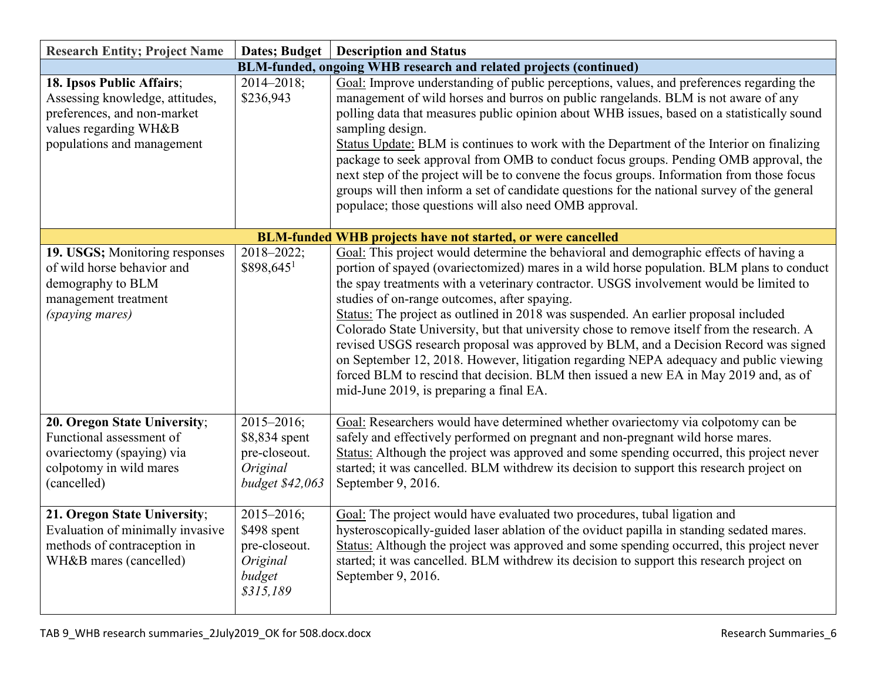| Research Entity; Project Name | Dates; Budget | Description and Status |
|---|---|---|
| **BLM-funded, ongoing WHB research and related projects (continued)** | | |
| **18. Ipsos Public Affairs**; Assessing knowledge, attitudes, preferences, and non-market values regarding WH&B populations and management | 2014–2018; $236,943 | Goal: Improve understanding of public perceptions, values, and preferences regarding the management of wild horses and burros on public rangelands. BLM is not aware of any polling data that measures public opinion about WHB issues, based on a statistically sound sampling design.<br>Status Update: BLM is continues to work with the Department of the Interior on finalizing package to seek approval from OMB to conduct focus groups. Pending OMB approval, the next step of the project will be to convene the focus groups. Information from those focus groups will then inform a set of candidate questions for the national survey of the general populace; those questions will also need OMB approval. |
| **BLM-funded WHB projects have not started, or were cancelled** | | |
| **19. USGS;** Monitoring responses of wild horse behavior and demography to BLM management treatment *(spaying mares)* | 2018–2022; $898,645[1] | Goal: This project would determine the behavioral and demographic effects of having a portion of spayed (ovariectomized) mares in a wild horse population. BLM plans to conduct the spay treatments with a veterinary contractor. USGS involvement would be limited to studies of on-range outcomes, after spaying.<br>Status: The project as outlined in 2018 was suspended. An earlier proposal included Colorado State University, but that university chose to remove itself from the research. A revised USGS research proposal was approved by BLM, and a Decision Record was signed on September 12, 2018. However, litigation regarding NEPA adequacy and public viewing forced BLM to rescind that decision. BLM then issued a new EA in May 2019 and, as of mid-June 2019, is preparing a final EA. |
| **20. Oregon State University**; Functional assessment of ovariectomy (spaying) via colpotomy in wild mares (cancelled) | 2015–2016; $8,834 spent pre-closeout. *Original budget $42,063* | Goal: Researchers would have determined whether ovariectomy via colpotomy can be safely and effectively performed on pregnant and non-pregnant wild horse mares.<br>Status: Although the project was approved and some spending occurred, this project never started; it was cancelled. BLM withdrew its decision to support this research project on September 9, 2016. |
| **21. Oregon State University**; Evaluation of minimally invasive methods of contraception in WH&B mares (cancelled) | 2015–2016; $498 spent pre-closeout. *Original budget $315,189* | Goal: The project would have evaluated two procedures, tubal ligation and hysteroscopically-guided laser ablation of the oviduct papilla in standing sedated mares.<br>Status: Although the project was approved and some spending occurred, this project never started; it was cancelled. BLM withdrew its decision to support this research project on September 9, 2016. |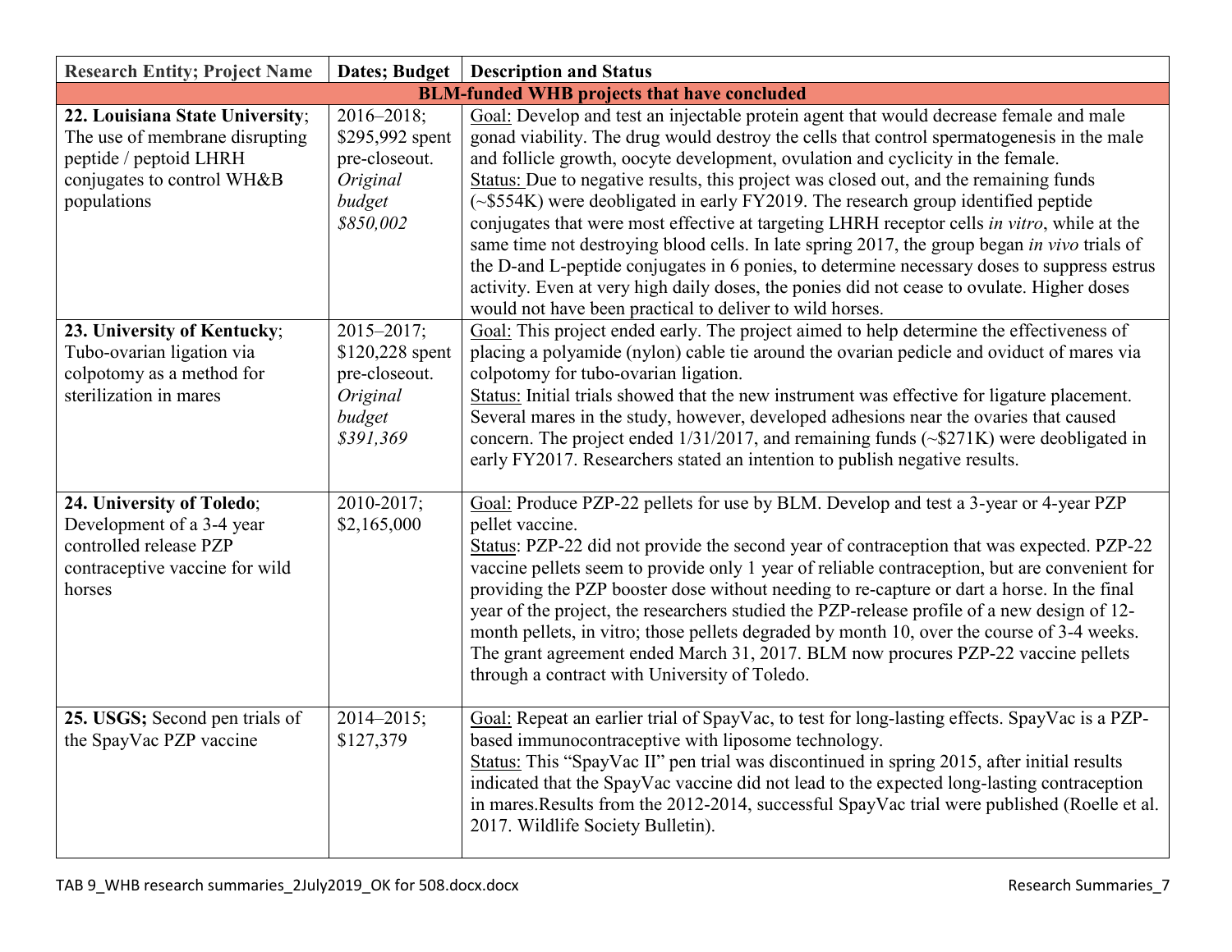| Research Entity; Project Name | Dates; Budget | Description and Status |
|---|---|---|
| **BLM-funded WHB projects that have concluded** | | |
| **22. Louisiana State University**; The use of membrane disrupting peptide / peptoid LHRH conjugates to control WH&B populations | 2016–2018; $295,992 spent pre-closeout. *Original budget $850,002* | Goal: Develop and test an injectable protein agent that would decrease female and male gonad viability. The drug would destroy the cells that control spermatogenesis in the male and follicle growth, oocyte development, ovulation and cyclicity in the female. Status: Due to negative results, this project was closed out, and the remaining funds (~$554K) were deobligated in early FY2019. The research group identified peptide conjugates that were most effective at targeting LHRH receptor cells *in vitro*, while at the same time not destroying blood cells. In late spring 2017, the group began *in vivo* trials of the D-and L-peptide conjugates in 6 ponies, to determine necessary doses to suppress estrus activity. Even at very high daily doses, the ponies did not cease to ovulate. Higher doses would not have been practical to deliver to wild horses. |
| **23. University of Kentucky**; Tubo-ovarian ligation via colpotomy as a method for sterilization in mares | 2015–2017; $120,228 spent pre-closeout. *Original budget $391,369* | Goal: This project ended early. The project aimed to help determine the effectiveness of placing a polyamide (nylon) cable tie around the ovarian pedicle and oviduct of mares via colpotomy for tubo-ovarian ligation. Status: Initial trials showed that the new instrument was effective for ligature placement. Several mares in the study, however, developed adhesions near the ovaries that caused concern. The project ended 1/31/2017, and remaining funds (~$271K) were deobligated in early FY2017. Researchers stated an intention to publish negative results. |
| **24. University of Toledo**; Development of a 3-4 year controlled release PZP contraceptive vaccine for wild horses | 2010-2017; $2,165,000 | Goal: Produce PZP-22 pellets for use by BLM. Develop and test a 3-year or 4-year PZP pellet vaccine. Status: PZP-22 did not provide the second year of contraception that was expected. PZP-22 vaccine pellets seem to provide only 1 year of reliable contraception, but are convenient for providing the PZP booster dose without needing to re-capture or dart a horse. In the final year of the project, the researchers studied the PZP-release profile of a new design of 12-month pellets, in vitro; those pellets degraded by month 10, over the course of 3-4 weeks. The grant agreement ended March 31, 2017. BLM now procures PZP-22 vaccine pellets through a contract with University of Toledo. |
| **25. USGS;** Second pen trials of the SpayVac PZP vaccine | 2014–2015; $127,379 | Goal: Repeat an earlier trial of SpayVac, to test for long-lasting effects. SpayVac is a PZP-based immunocontraceptive with liposome technology. Status: This "SpayVac II" pen trial was discontinued in spring 2015, after initial results indicated that the SpayVac vaccine did not lead to the expected long-lasting contraception in mares.Results from the 2012-2014, successful SpayVac trial were published (Roelle et al. 2017. Wildlife Society Bulletin). |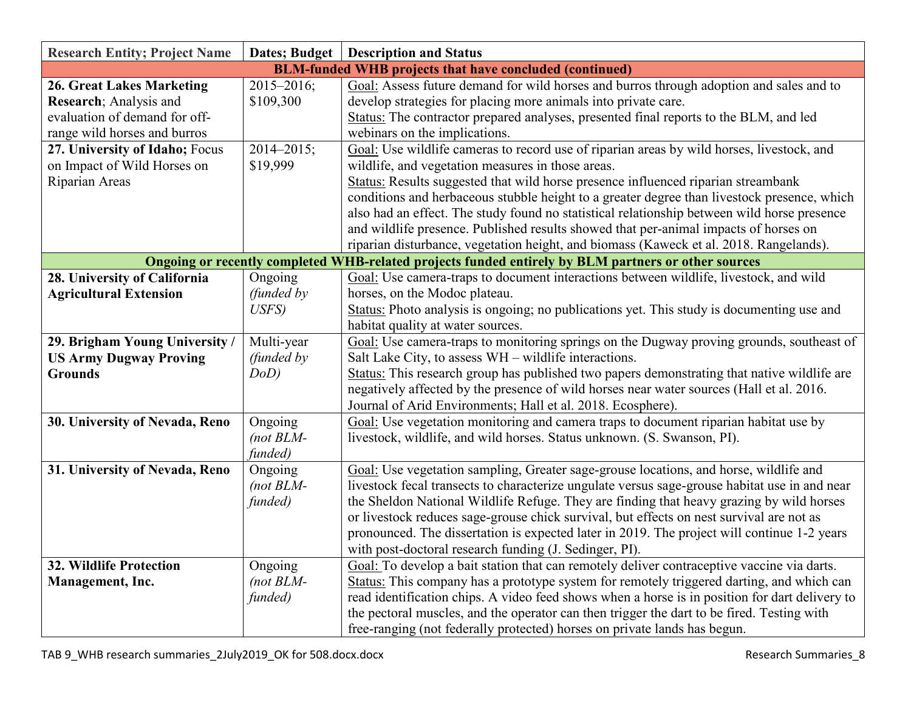| Research Entity; Project Name | Dates; Budget | Description and Status |
|---|---|---|
| **BLM-funded WHB projects that have concluded (continued)** | | |
| **26. Great Lakes Marketing Research**; Analysis and evaluation of demand for off-range wild horses and burros | 2015–2016; $109,300 | Goal: Assess future demand for wild horses and burros through adoption and sales and to develop strategies for placing more animals into private care. Status: The contractor prepared analyses, presented final reports to the BLM, and led webinars on the implications. |
| **27. University of Idaho;** Focus on Impact of Wild Horses on Riparian Areas | 2014–2015; $19,999 | Goal: Use wildlife cameras to record use of riparian areas by wild horses, livestock, and wildlife, and vegetation measures in those areas. Status: Results suggested that wild horse presence influenced riparian streambank conditions and herbaceous stubble height to a greater degree than livestock presence, which also had an effect. The study found no statistical relationship between wild horse presence and wildlife presence. Published results showed that per-animal impacts of horses on riparian disturbance, vegetation height, and biomass (Kaweck et al. 2018. Rangelands). |
| **Ongoing or recently completed WHB-related projects funded entirely by BLM partners or other sources** | | |
| **28. University of California Agricultural Extension** | Ongoing *(funded by USFS)* | Goal: Use camera-traps to document interactions between wildlife, livestock, and wild horses, on the Modoc plateau. Status: Photo analysis is ongoing; no publications yet. This study is documenting use and habitat quality at water sources. |
| **29. Brigham Young University / US Army Dugway Proving Grounds** | Multi-year *(funded by DoD)* | Goal: Use camera-traps to monitoring springs on the Dugway proving grounds, southeast of Salt Lake City, to assess WH – wildlife interactions. Status: This research group has published two papers demonstrating that native wildlife are negatively affected by the presence of wild horses near water sources (Hall et al. 2016. Journal of Arid Environments; Hall et al. 2018. Ecosphere). |
| **30. University of Nevada, Reno** | Ongoing *(not BLM-funded)* | Goal: Use vegetation monitoring and camera traps to document riparian habitat use by livestock, wildlife, and wild horses. Status unknown. (S. Swanson, PI). |
| **31. University of Nevada, Reno** | Ongoing *(not BLM-funded)* | Goal: Use vegetation sampling, Greater sage-grouse locations, and horse, wildlife and livestock fecal transects to characterize ungulate versus sage-grouse habitat use in and near the Sheldon National Wildlife Refuge. They are finding that heavy grazing by wild horses or livestock reduces sage-grouse chick survival, but effects on nest survival are not as pronounced. The dissertation is expected later in 2019. The project will continue 1-2 years with post-doctoral research funding (J. Sedinger, PI). |
| **32. Wildlife Protection Management, Inc.** | Ongoing *(not BLM-funded)* | Goal: To develop a bait station that can remotely deliver contraceptive vaccine via darts. Status: This company has a prototype system for remotely triggered darting, and which can read identification chips. A video feed shows when a horse is in position for dart delivery to the pectoral muscles, and the operator can then trigger the dart to be fired. Testing with free-ranging (not federally protected) horses on private lands has begun. |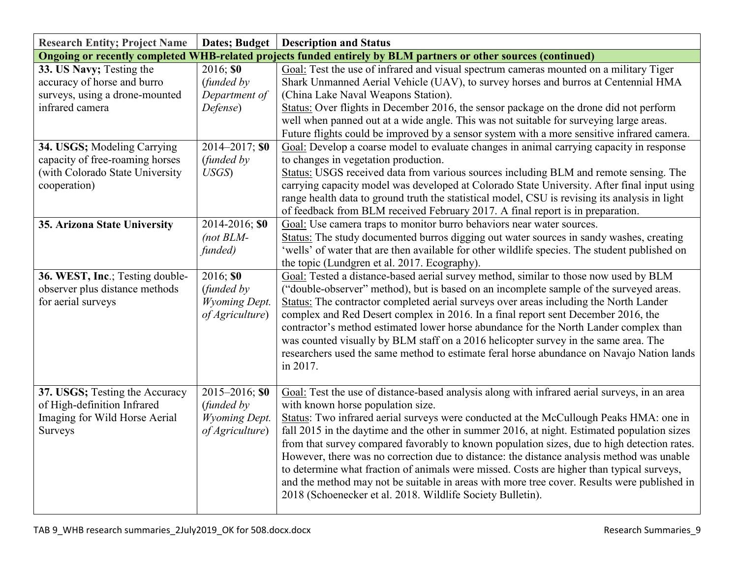| Research Entity; Project Name | Dates; Budget | Description and Status |
|---|---|---|
| **Ongoing or recently completed WHB-related projects funded entirely by BLM partners or other sources (continued)** | | |
| **33. US Navy;** Testing the accuracy of horse and burro surveys, using a drone-mounted infrared camera | 2016; **$0** (*funded by Department of Defense*) | Goal: Test the use of infrared and visual spectrum cameras mounted on a military Tiger Shark Unmanned Aerial Vehicle (UAV), to survey horses and burros at Centennial HMA (China Lake Naval Weapons Station). Status: Over flights in December 2016, the sensor package on the drone did not perform well when panned out at a wide angle. This was not suitable for surveying large areas. Future flights could be improved by a sensor system with a more sensitive infrared camera. |
| **34. USGS;** Modeling Carrying capacity of free-roaming horses (with Colorado State University cooperation) | 2014–2017; **$0** (*funded by USGS*) | Goal: Develop a coarse model to evaluate changes in animal carrying capacity in response to changes in vegetation production. Status: USGS received data from various sources including BLM and remote sensing. The carrying capacity model was developed at Colorado State University. After final input using range health data to ground truth the statistical model, CSU is revising its analysis in light of feedback from BLM received February 2017. A final report is in preparation. |
| **35. Arizona State University** | 2014-2016; **$0** (*not BLM-funded*) | Goal: Use camera traps to monitor burro behaviors near water sources. Status: The study documented burros digging out water sources in sandy washes, creating 'wells' of water that are then available for other wildlife species. The student published on the topic (Lundgren et al. 2017. Ecography). |
| **36. WEST, Inc**.; Testing double-observer plus distance methods for aerial surveys | 2016; **$0** (*funded by Wyoming Dept. of Agriculture*) | Goal: Tested a distance-based aerial survey method, similar to those now used by BLM ("double-observer" method), but is based on an incomplete sample of the surveyed areas. Status: The contractor completed aerial surveys over areas including the North Lander complex and Red Desert complex in 2016. In a final report sent December 2016, the contractor's method estimated lower horse abundance for the North Lander complex than was counted visually by BLM staff on a 2016 helicopter survey in the same area. The researchers used the same method to estimate feral horse abundance on Navajo Nation lands in 2017. |
| **37. USGS;** Testing the Accuracy of High-definition Infrared Imaging for Wild Horse Aerial Surveys | 2015–2016; **$0** (*funded by Wyoming Dept. of Agriculture*) | Goal: Test the use of distance-based analysis along with infrared aerial surveys, in an area with known horse population size. Status: Two infrared aerial surveys were conducted at the McCullough Peaks HMA: one in fall 2015 in the daytime and the other in summer 2016, at night. Estimated population sizes from that survey compared favorably to known population sizes, due to high detection rates. However, there was no correction due to distance: the distance analysis method was unable to determine what fraction of animals were missed. Costs are higher than typical surveys, and the method may not be suitable in areas with more tree cover. Results were published in 2018 (Schoenecker et al. 2018. Wildlife Society Bulletin). |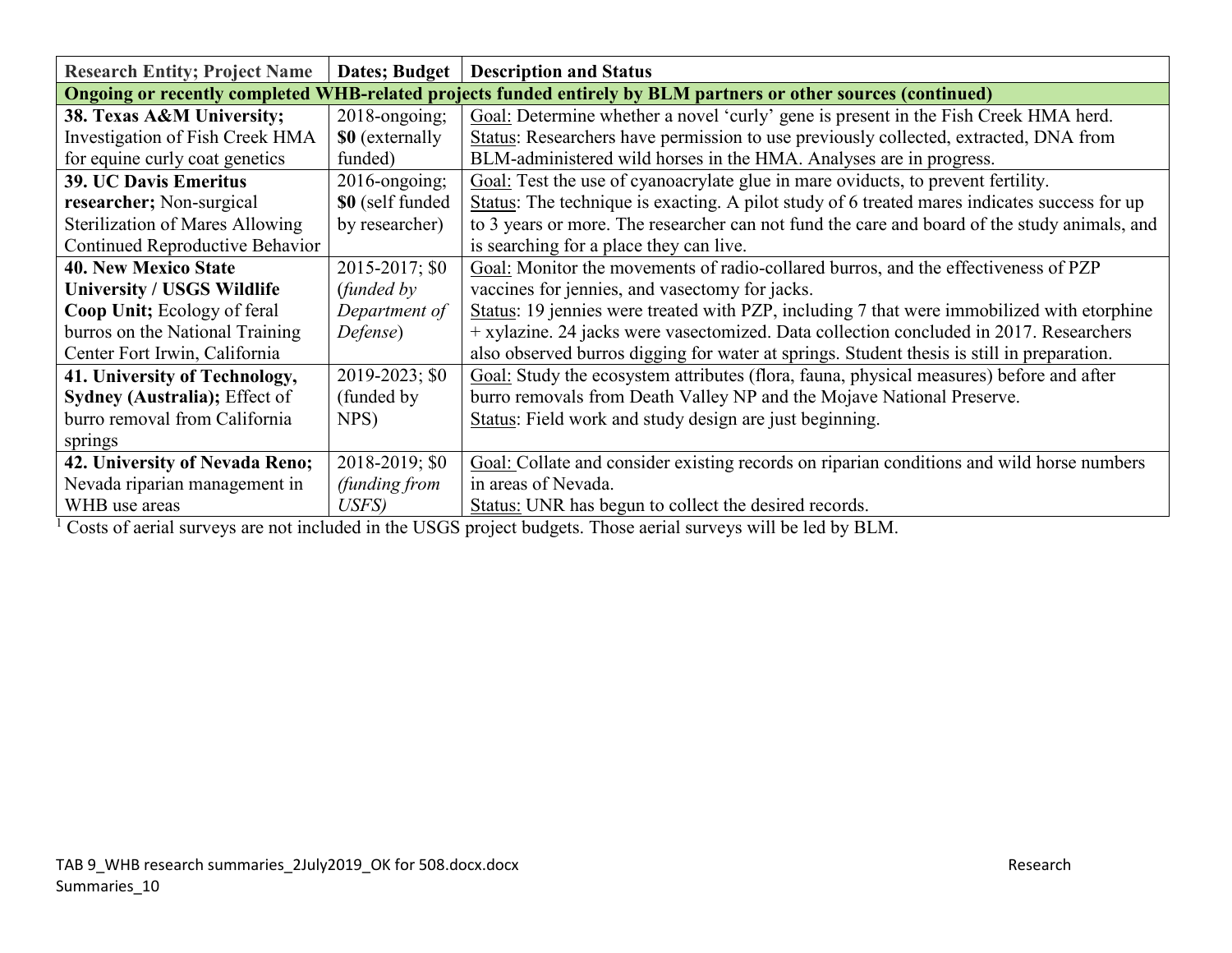| Research Entity; Project Name | Dates; Budget | Description and Status |
|---|---|---|
| **Ongoing or recently completed WHB-related projects funded entirely by BLM partners or other sources (continued)** | | |
| **38. Texas A&M University;** Investigation of Fish Creek HMA for equine curly coat genetics | 2018-ongoing; **$0** (externally funded) | Goal: Determine whether a novel 'curly' gene is present in the Fish Creek HMA herd. Status: Researchers have permission to use previously collected, extracted, DNA from BLM-administered wild horses in the HMA. Analyses are in progress. |
| **39. UC Davis Emeritus researcher;** Non-surgical Sterilization of Mares Allowing Continued Reproductive Behavior | 2016-ongoing; **$0** (self funded by researcher) | Goal: Test the use of cyanoacrylate glue in mare oviducts, to prevent fertility. Status: The technique is exacting. A pilot study of 6 treated mares indicates success for up to 3 years or more. The researcher can not fund the care and board of the study animals, and is searching for a place they can live. |
| **40. New Mexico State University / USGS Wildlife Coop Unit;** Ecology of feral burros on the National Training Center Fort Irwin, California | 2015-2017; $0 (*funded by Department of Defense*) | Goal: Monitor the movements of radio-collared burros, and the effectiveness of PZP vaccines for jennies, and vasectomy for jacks. Status: 19 jennies were treated with PZP, including 7 that were immobilized with etorphine + xylazine. 24 jacks were vasectomized. Data collection concluded in 2017. Researchers also observed burros digging for water at springs. Student thesis is still in preparation. |
| **41. University of Technology, Sydney (Australia);** Effect of burro removal from California springs | 2019-2023; $0 (funded by NPS) | Goal: Study the ecosystem attributes (flora, fauna, physical measures) before and after burro removals from Death Valley NP and the Mojave National Preserve. Status: Field work and study design are just beginning. |
| **42. University of Nevada Reno;** Nevada riparian management in WHB use areas | 2018-2019; $0 *(funding from USFS)* | Goal: Collate and consider existing records on riparian conditions and wild horse numbers in areas of Nevada. Status: UNR has begun to collect the desired records. |

[1] Costs of aerial surveys are not included in the USGS project budgets. Those aerial surveys will be led by BLM.